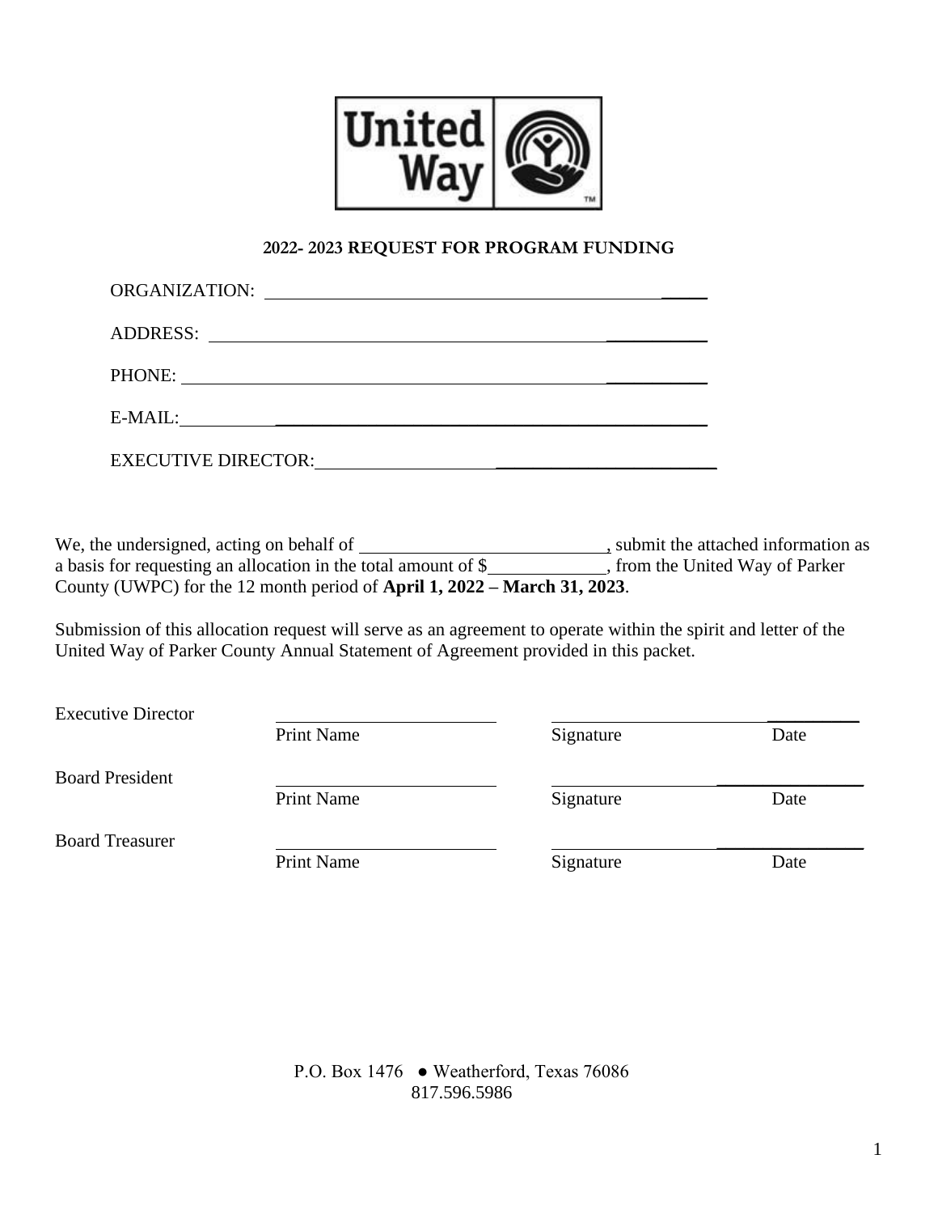## 2022- 2023 REQUEST FOR PROGRAM FUNDING

ORGANIZATION: ______________________________________________

ADDRESS: ______________________________________________

PHONE: ______________________________________________

E-MAIL: ______________________________________________

EXECUTIVE DIRECTOR: ______________________________________________

We, the undersigned, acting on behalf of ___________________________, submit the attached information as a basis for requesting an allocation in the total amount of $____________, from the United Way of Parker County (UWPC) for the 12 month period of **April 1, 2022 – March 31, 2023**.

Submission of this allocation request will serve as an agreement to operate within the spirit and letter of the United Way of Parker County Annual Statement of Agreement provided in this packet.

| | | | |
|---|---|---|---|
| Executive Director | ________________________ | ________________________ | __________ |
| | Print Name | Signature | Date |
| Board President | ________________________ | ________________________ | __________ |
| | Print Name | Signature | Date |
| Board Treasurer | ________________________ | ________________________ | __________ |
| | Print Name | Signature | Date |

P.O. Box 1476 ● Weatherford, Texas 76086
817.596.5986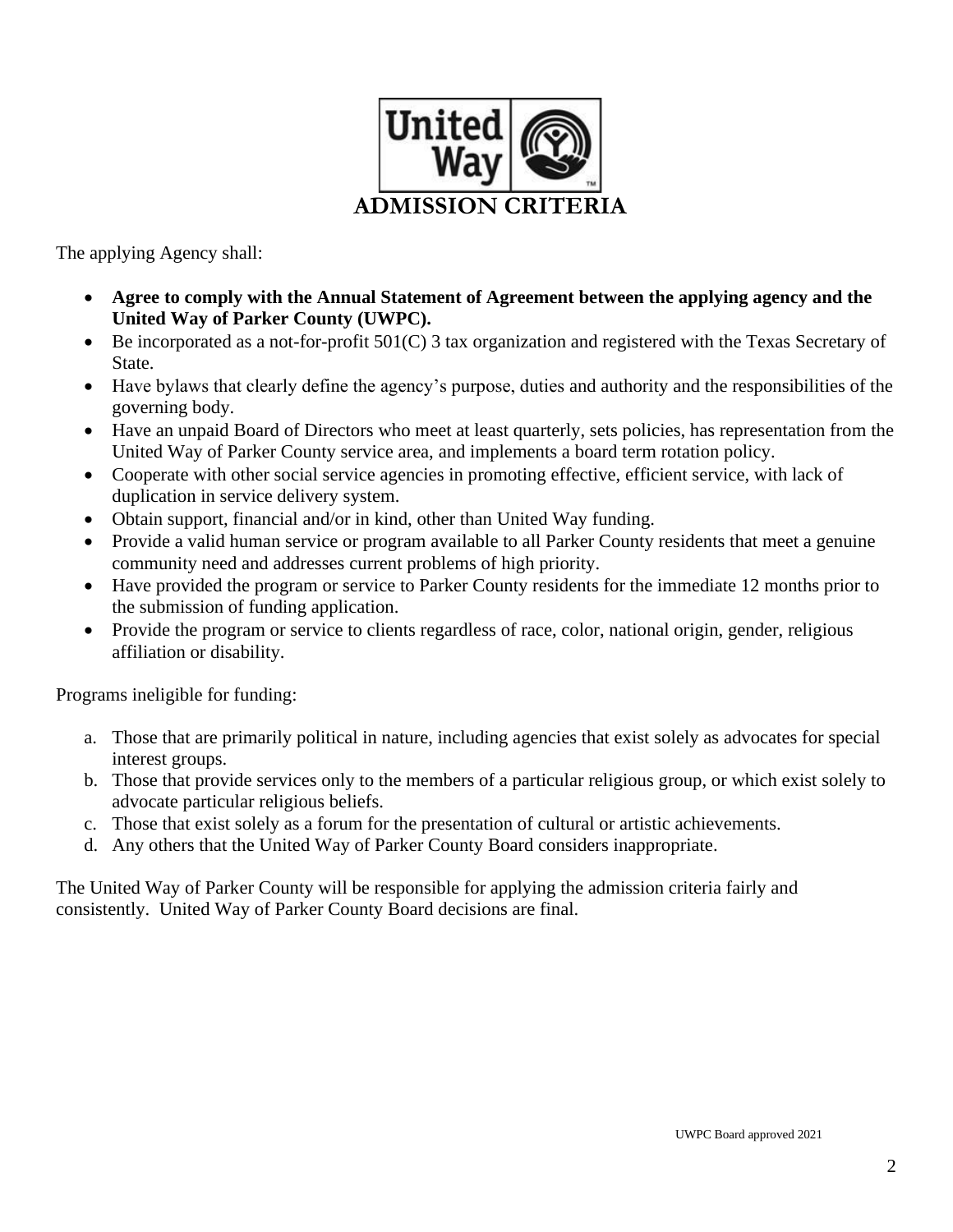# ADMISSION CRITERIA

The applying Agency shall:

- **Agree to comply with the Annual Statement of Agreement between the applying agency and the United Way of Parker County (UWPC).**
- Be incorporated as a not-for-profit 501(C) 3 tax organization and registered with the Texas Secretary of State.
- Have bylaws that clearly define the agency's purpose, duties and authority and the responsibilities of the governing body.
- Have an unpaid Board of Directors who meet at least quarterly, sets policies, has representation from the United Way of Parker County service area, and implements a board term rotation policy.
- Cooperate with other social service agencies in promoting effective, efficient service, with lack of duplication in service delivery system.
- Obtain support, financial and/or in kind, other than United Way funding.
- Provide a valid human service or program available to all Parker County residents that meet a genuine community need and addresses current problems of high priority.
- Have provided the program or service to Parker County residents for the immediate 12 months prior to the submission of funding application.
- Provide the program or service to clients regardless of race, color, national origin, gender, religious affiliation or disability.

Programs ineligible for funding:

a. Those that are primarily political in nature, including agencies that exist solely as advocates for special interest groups.
b. Those that provide services only to the members of a particular religious group, or which exist solely to advocate particular religious beliefs.
c. Those that exist solely as a forum for the presentation of cultural or artistic achievements.
d. Any others that the United Way of Parker County Board considers inappropriate.

The United Way of Parker County will be responsible for applying the admission criteria fairly and consistently. United Way of Parker County Board decisions are final.

UWPC Board approved 2021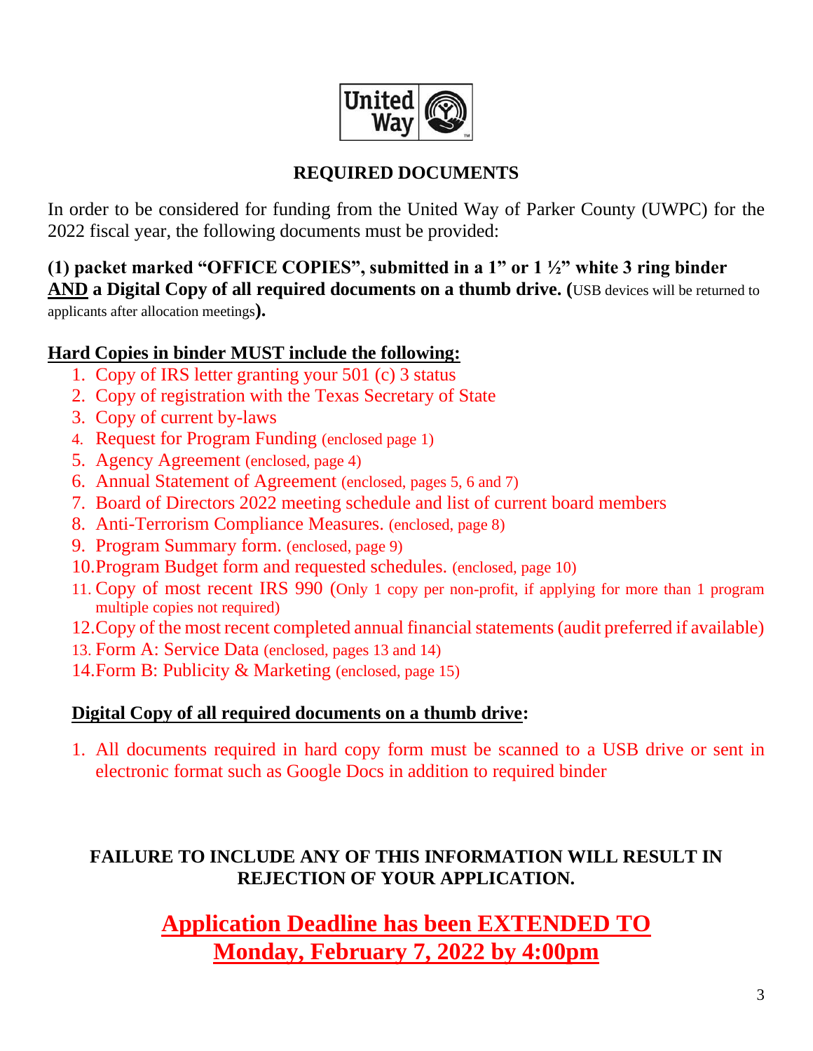## REQUIRED DOCUMENTS

In order to be considered for funding from the United Way of Parker County (UWPC) for the 2022 fiscal year, the following documents must be provided:

**(1) packet marked "OFFICE COPIES", submitted in a 1" or 1 ½" white 3 ring binder AND a Digital Copy of all required documents on a thumb drive. (**USB devices will be returned to applicants after allocation meetings**).**

**Hard Copies in binder MUST include the following:**

1. Copy of IRS letter granting your 501 (c) 3 status
2. Copy of registration with the Texas Secretary of State
3. Copy of current by-laws
4. Request for Program Funding (enclosed page 1)
5. Agency Agreement (enclosed, page 4)
6. Annual Statement of Agreement (enclosed, pages 5, 6 and 7)
7. Board of Directors 2022 meeting schedule and list of current board members
8. Anti-Terrorism Compliance Measures. (enclosed, page 8)
9. Program Summary form. (enclosed, page 9)
10. Program Budget form and requested schedules. (enclosed, page 10)
11. Copy of most recent IRS 990 (Only 1 copy per non-profit, if applying for more than 1 program multiple copies not required)
12. Copy of the most recent completed annual financial statements (audit preferred if available)
13. Form A: Service Data (enclosed, pages 13 and 14)
14. Form B: Publicity & Marketing (enclosed, page 15)

**Digital Copy of all required documents on a thumb drive:**

1. All documents required in hard copy form must be scanned to a USB drive or sent in electronic format such as Google Docs in addition to required binder

**FAILURE TO INCLUDE ANY OF THIS INFORMATION WILL RESULT IN REJECTION OF YOUR APPLICATION.**

## Application Deadline has been EXTENDED TO Monday, February 7, 2022 by 4:00pm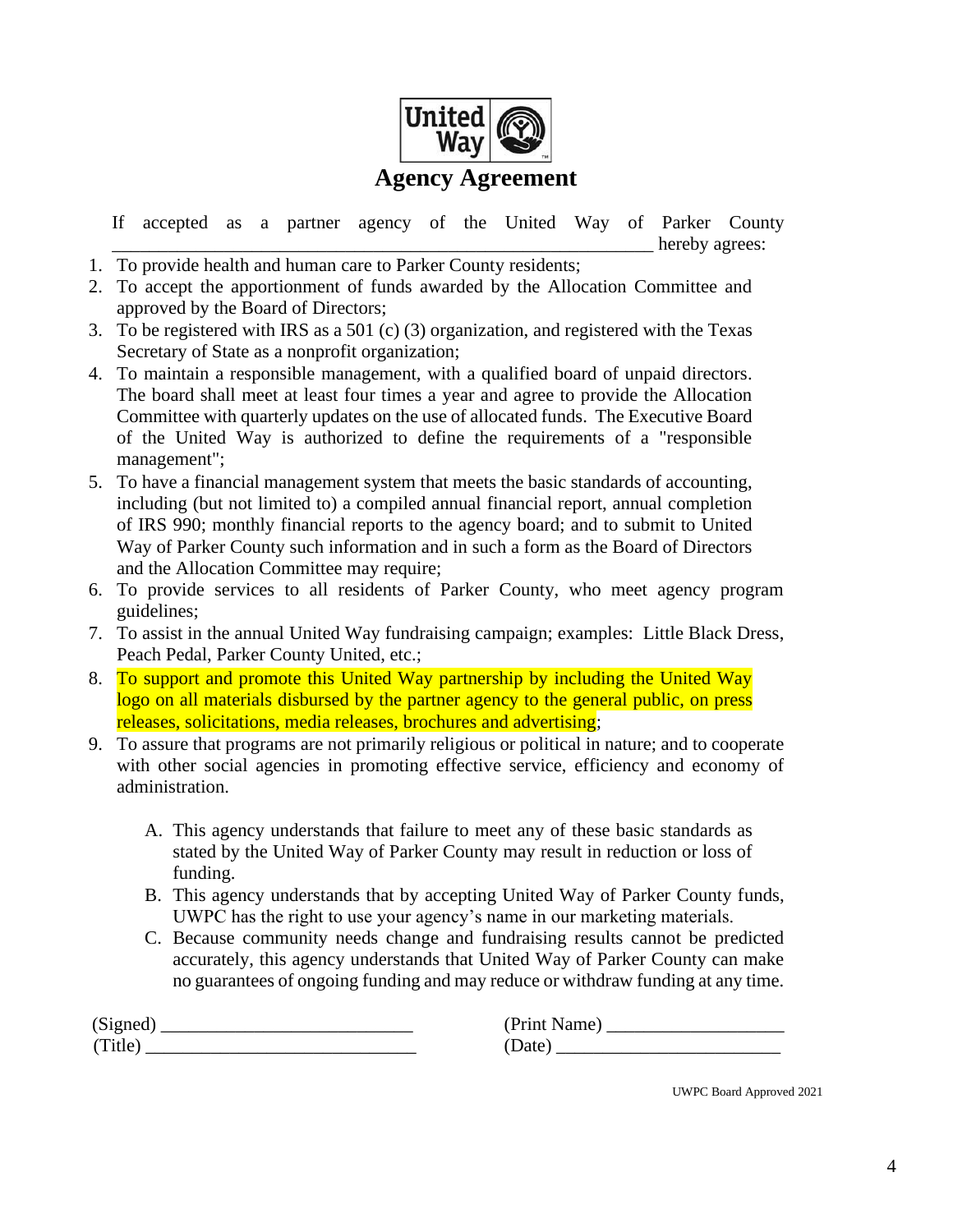United Way

# Agency Agreement

If accepted as a partner agency of the United Way of Parker County \_\_\_\_\_\_\_\_\_\_\_\_\_\_\_\_\_\_\_\_\_\_\_\_\_\_\_\_\_\_\_\_\_\_\_\_\_\_\_\_\_\_\_\_\_\_\_\_\_\_\_\_\_\_\_\_ hereby agrees:

1. To provide health and human care to Parker County residents;
2. To accept the apportionment of funds awarded by the Allocation Committee and approved by the Board of Directors;
3. To be registered with IRS as a 501 (c) (3) organization, and registered with the Texas Secretary of State as a nonprofit organization;
4. To maintain a responsible management, with a qualified board of unpaid directors. The board shall meet at least four times a year and agree to provide the Allocation Committee with quarterly updates on the use of allocated funds. The Executive Board of the United Way is authorized to define the requirements of a "responsible management";
5. To have a financial management system that meets the basic standards of accounting, including (but not limited to) a compiled annual financial report, annual completion of IRS 990; monthly financial reports to the agency board; and to submit to United Way of Parker County such information and in such a form as the Board of Directors and the Allocation Committee may require;
6. To provide services to all residents of Parker County, who meet agency program guidelines;
7. To assist in the annual United Way fundraising campaign; examples: Little Black Dress, Peach Pedal, Parker County United, etc.;
8. To support and promote this United Way partnership by including the United Way logo on all materials disbursed by the partner agency to the general public, on press releases, solicitations, media releases, brochures and advertising;
9. To assure that programs are not primarily religious or political in nature; and to cooperate with other social agencies in promoting effective service, efficiency and economy of administration.

   A. This agency understands that failure to meet any of these basic standards as stated by the United Way of Parker County may result in reduction or loss of funding.

   B. This agency understands that by accepting United Way of Parker County funds, UWPC has the right to use your agency's name in our marketing materials.

   C. Because community needs change and fundraising results cannot be predicted accurately, this agency understands that United Way of Parker County can make no guarantees of ongoing funding and may reduce or withdraw funding at any time.

(Signed) \_\_\_\_\_\_\_\_\_\_\_\_\_\_\_\_\_\_\_\_\_\_\_\_\_\_ (Print Name) \_\_\_\_\_\_\_\_\_\_\_\_\_\_\_\_\_\_\_

(Title) \_\_\_\_\_\_\_\_\_\_\_\_\_\_\_\_\_\_\_\_\_\_\_\_\_\_\_\_ (Date) \_\_\_\_\_\_\_\_\_\_\_\_\_\_\_\_\_\_\_\_\_\_\_

UWPC Board Approved 2021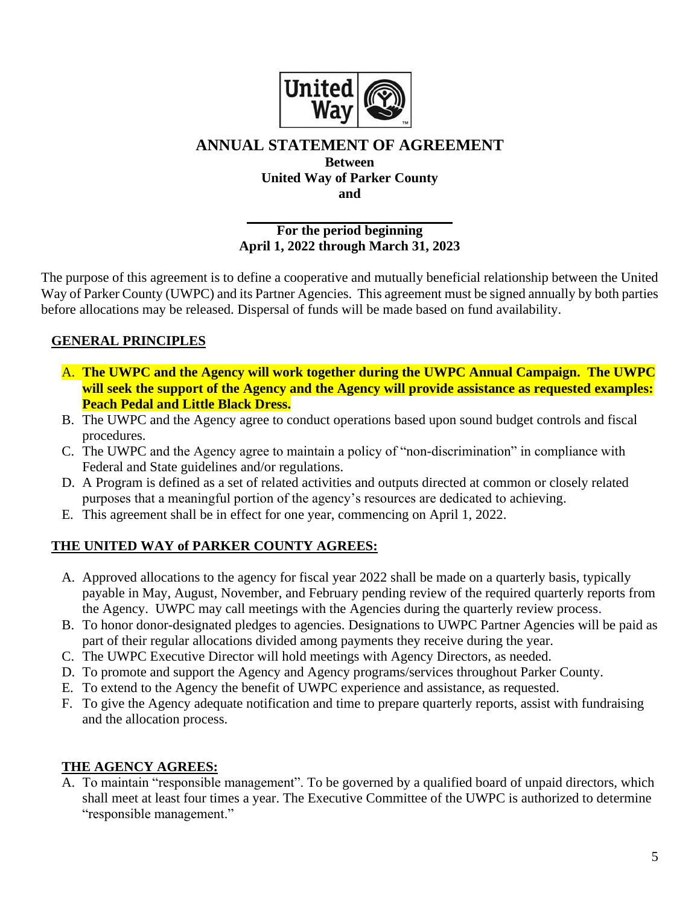# ANNUAL STATEMENT OF AGREEMENT

**Between**
**United Way of Parker County**
**and**

**\_\_\_\_\_\_\_\_\_\_\_\_\_\_\_\_\_\_\_\_\_\_\_\_\_\_\_\_\_\_**
**For the period beginning**
**April 1, 2022 through March 31, 2023**

The purpose of this agreement is to define a cooperative and mutually beneficial relationship between the United Way of Parker County (UWPC) and its Partner Agencies. This agreement must be signed annually by both parties before allocations may be released. Dispersal of funds will be made based on fund availability.

## GENERAL PRINCIPLES

A. **The UWPC and the Agency will work together during the UWPC Annual Campaign. The UWPC will seek the support of the Agency and the Agency will provide assistance as requested examples: Peach Pedal and Little Black Dress.**
B. The UWPC and the Agency agree to conduct operations based upon sound budget controls and fiscal procedures.
C. The UWPC and the Agency agree to maintain a policy of "non-discrimination" in compliance with Federal and State guidelines and/or regulations.
D. A Program is defined as a set of related activities and outputs directed at common or closely related purposes that a meaningful portion of the agency's resources are dedicated to achieving.
E. This agreement shall be in effect for one year, commencing on April 1, 2022.

## THE UNITED WAY of PARKER COUNTY AGREES:

A. Approved allocations to the agency for fiscal year 2022 shall be made on a quarterly basis, typically payable in May, August, November, and February pending review of the required quarterly reports from the Agency. UWPC may call meetings with the Agencies during the quarterly review process.
B. To honor donor-designated pledges to agencies. Designations to UWPC Partner Agencies will be paid as part of their regular allocations divided among payments they receive during the year.
C. The UWPC Executive Director will hold meetings with Agency Directors, as needed.
D. To promote and support the Agency and Agency programs/services throughout Parker County.
E. To extend to the Agency the benefit of UWPC experience and assistance, as requested.
F. To give the Agency adequate notification and time to prepare quarterly reports, assist with fundraising and the allocation process.

## THE AGENCY AGREES:

A. To maintain "responsible management". To be governed by a qualified board of unpaid directors, which shall meet at least four times a year. The Executive Committee of the UWPC is authorized to determine "responsible management."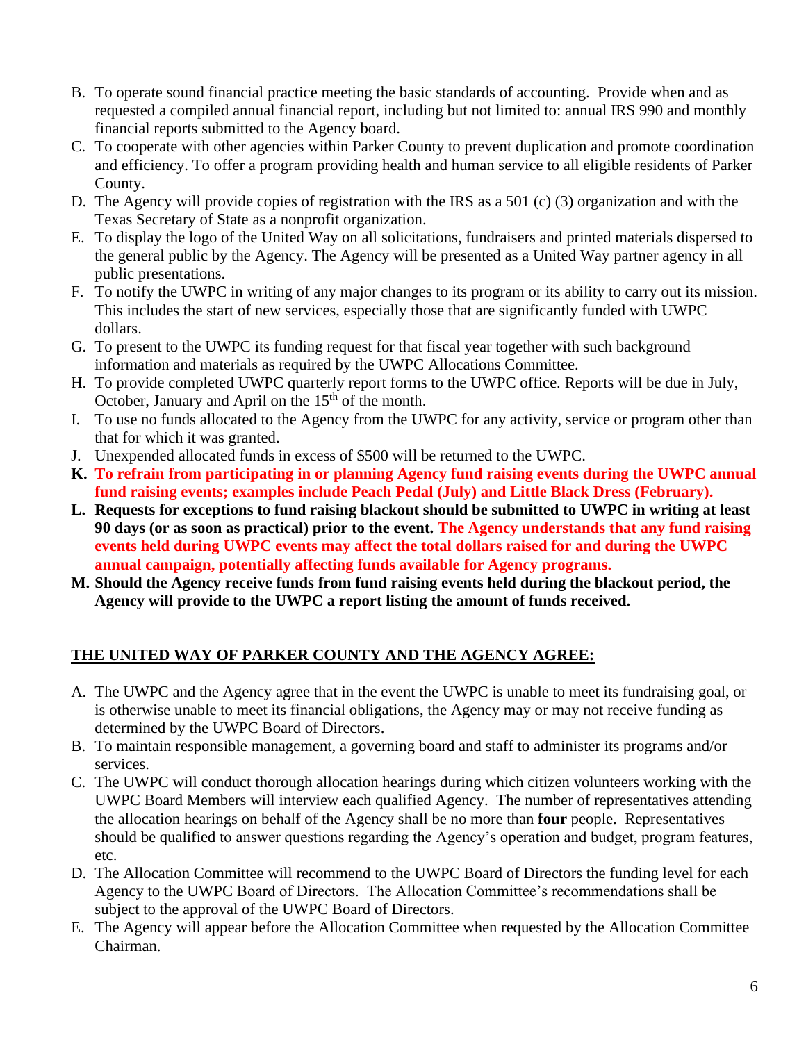B. To operate sound financial practice meeting the basic standards of accounting. Provide when and as requested a compiled annual financial report, including but not limited to: annual IRS 990 and monthly financial reports submitted to the Agency board.
C. To cooperate with other agencies within Parker County to prevent duplication and promote coordination and efficiency. To offer a program providing health and human service to all eligible residents of Parker County.
D. The Agency will provide copies of registration with the IRS as a 501 (c) (3) organization and with the Texas Secretary of State as a nonprofit organization.
E. To display the logo of the United Way on all solicitations, fundraisers and printed materials dispersed to the general public by the Agency. The Agency will be presented as a United Way partner agency in all public presentations.
F. To notify the UWPC in writing of any major changes to its program or its ability to carry out its mission. This includes the start of new services, especially those that are significantly funded with UWPC dollars.
G. To present to the UWPC its funding request for that fiscal year together with such background information and materials as required by the UWPC Allocations Committee.
H. To provide completed UWPC quarterly report forms to the UWPC office. Reports will be due in July, October, January and April on the 15th of the month.
I. To use no funds allocated to the Agency from the UWPC for any activity, service or program other than that for which it was granted.
J. Unexpended allocated funds in excess of $500 will be returned to the UWPC.
**K. To refrain from participating in or planning Agency fund raising events during the UWPC annual fund raising events; examples include Peach Pedal (July) and Little Black Dress (February).**
**L. Requests for exceptions to fund raising blackout should be submitted to UWPC in writing at least 90 days (or as soon as practical) prior to the event. The Agency understands that any fund raising events held during UWPC events may affect the total dollars raised for and during the UWPC annual campaign, potentially affecting funds available for Agency programs.**
**M. Should the Agency receive funds from fund raising events held during the blackout period, the Agency will provide to the UWPC a report listing the amount of funds received.**

## THE UNITED WAY OF PARKER COUNTY AND THE AGENCY AGREE:

A. The UWPC and the Agency agree that in the event the UWPC is unable to meet its fundraising goal, or is otherwise unable to meet its financial obligations, the Agency may or may not receive funding as determined by the UWPC Board of Directors.
B. To maintain responsible management, a governing board and staff to administer its programs and/or services.
C. The UWPC will conduct thorough allocation hearings during which citizen volunteers working with the UWPC Board Members will interview each qualified Agency. The number of representatives attending the allocation hearings on behalf of the Agency shall be no more than **four** people. Representatives should be qualified to answer questions regarding the Agency's operation and budget, program features, etc.
D. The Allocation Committee will recommend to the UWPC Board of Directors the funding level for each Agency to the UWPC Board of Directors. The Allocation Committee's recommendations shall be subject to the approval of the UWPC Board of Directors.
E. The Agency will appear before the Allocation Committee when requested by the Allocation Committee Chairman.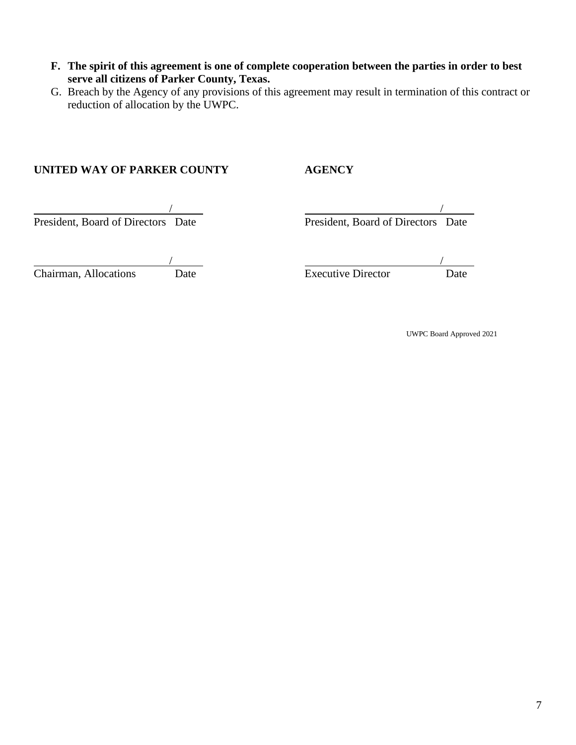F. **The spirit of this agreement is one of complete cooperation between the parties in order to best serve all citizens of Parker County, Texas.**

G. Breach by the Agency of any provisions of this agreement may result in termination of this contract or reduction of allocation by the UWPC.

| **UNITED WAY OF PARKER COUNTY** | **AGENCY** |
|---|---|
| _______________________ / ______ | _______________________ / ______ |
| President, Board of Directors   Date | President, Board of Directors   Date |
| _______________________ / ______ | _______________________ / ______ |
| Chairman, Allocations   Date | Executive Director   Date |

UWPC Board Approved 2021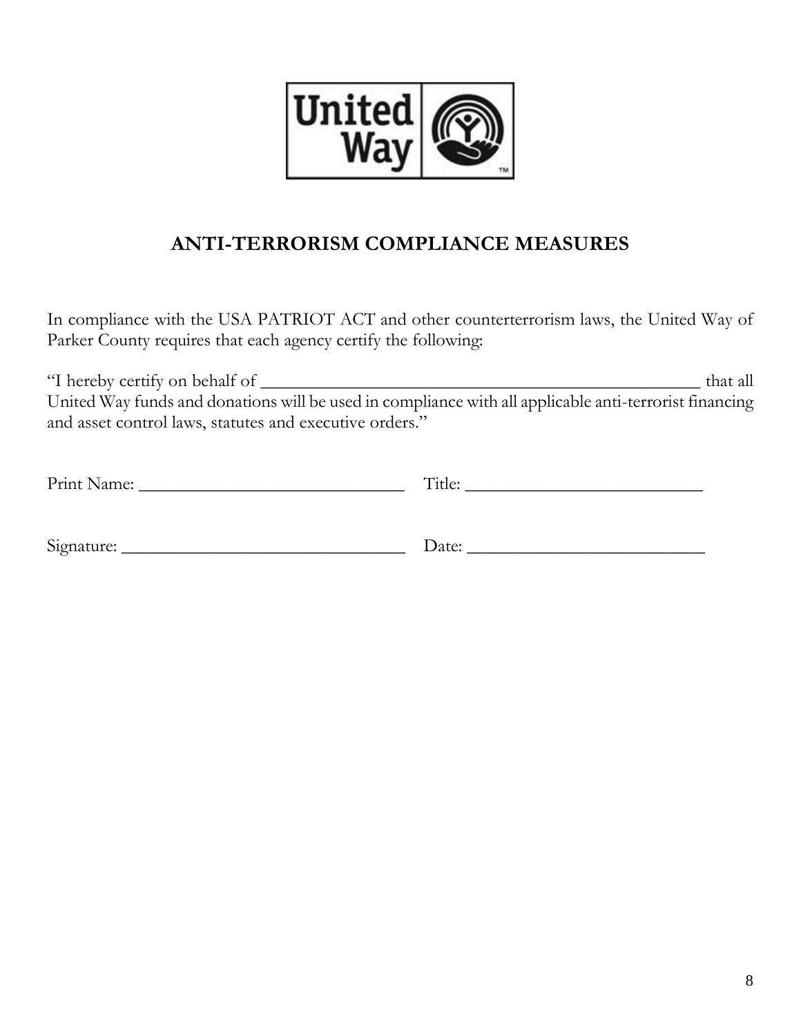United Way

# ANTI-TERRORISM COMPLIANCE MEASURES

In compliance with the USA PATRIOT ACT and other counterterrorism laws, the United Way of Parker County requires that each agency certify the following:

"I hereby certify on behalf of ___________________________________________________ that all United Way funds and donations will be used in compliance with all applicable anti-terrorist financing and asset control laws, statutes and executive orders."

Print Name: _______________________________ Title: ___________________________

Signature: _________________________________ Date: ___________________________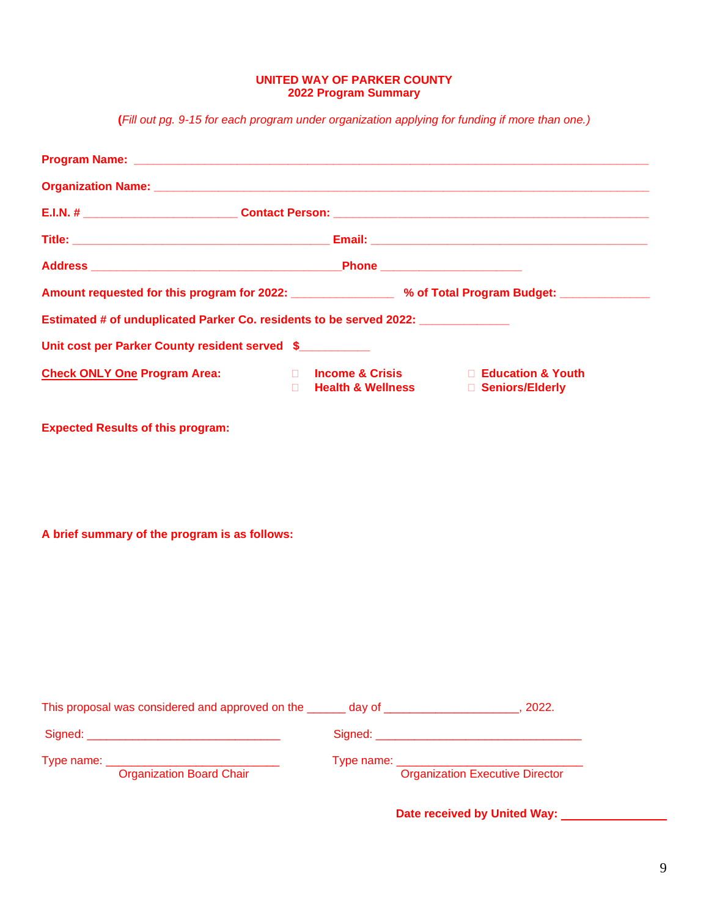**UNITED WAY OF PARKER COUNTY**
**2022 Program Summary**

**(***Fill out pg. 9-15 for each program under organization applying for funding if more than one.)*

**Program Name:** ______________________________________________________________________

**Organization Name:** ____________________________________________________________________

**E.I.N. #** _______________________ **Contact Person:** _______________________________________________

**Title:** _______________________________________ **Email:** __________________________________________

**Address** _______________________________________**Phone** _____________________

**Amount requested for this program for 2022:** _______________ **% of Total Program Budget:** _____________

**Estimated # of unduplicated Parker Co. residents to be served 2022:** _____________

**Unit cost per Parker County resident served $**__________

**Check ONLY One Program Area:**

- ☐ **Income & Crisis**
- ☐ **Health & Wellness**
- ☐ **Education & Youth**
- ☐ **Seniors/Elderly**

**Expected Results of this program:**

**A brief summary of the program is as follows:**

This proposal was considered and approved on the ______ day of ____________________, 2022.

Signed: _____________________________ Signed: _______________________________

Type name: __________________________ Type name: ___________________________
Organization Board Chair Organization Executive Director

**Date received by United Way:** _______________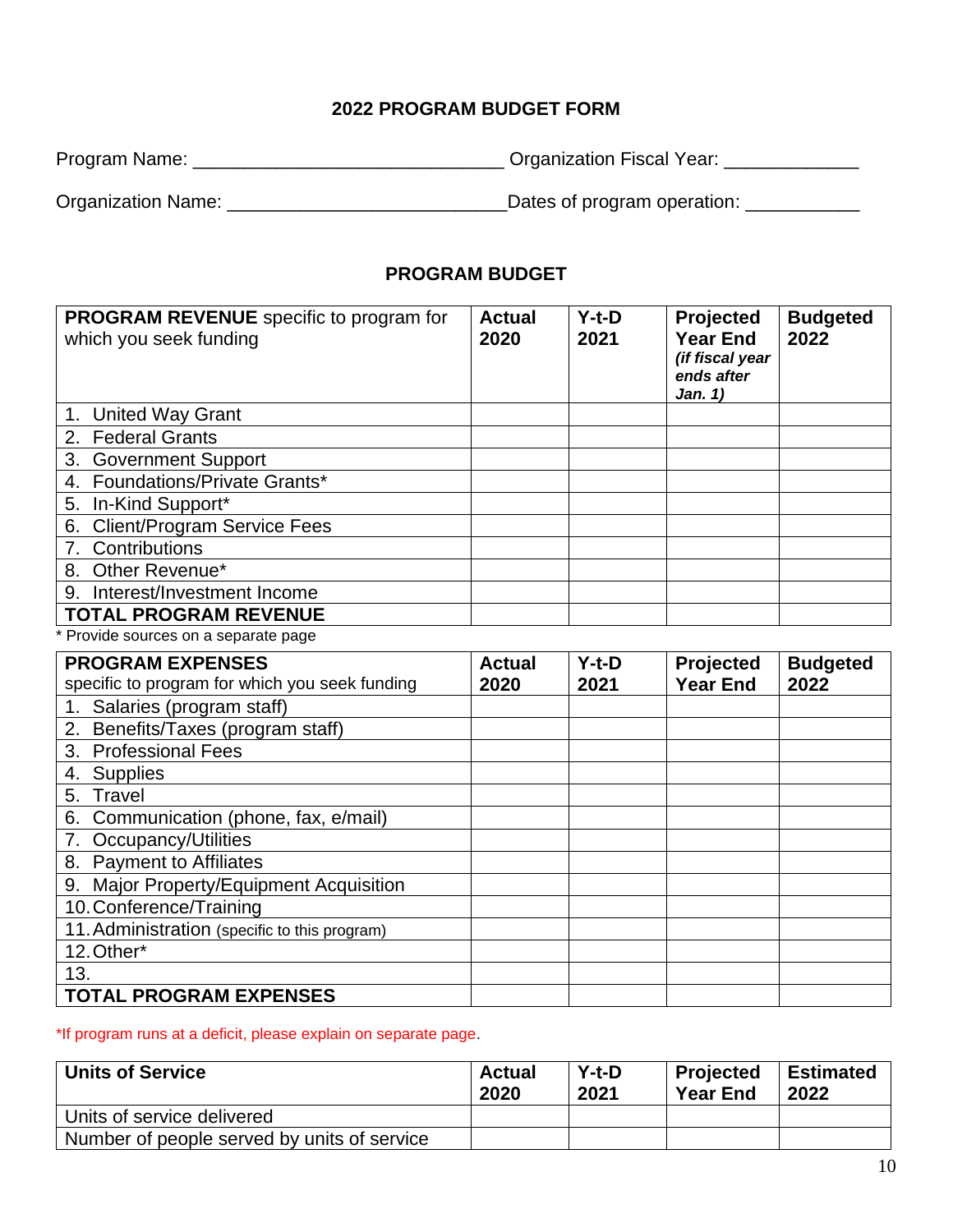## 2022 PROGRAM BUDGET FORM

Program Name: ______________________________ Organization Fiscal Year: _____________

Organization Name: ___________________________Dates of program operation: ___________

## PROGRAM BUDGET

| **PROGRAM REVENUE** specific to program for which you seek funding | **Actual 2020** | **Y-t-D 2021** | **Projected Year End** ***(if fiscal year ends after Jan. 1)*** | **Budgeted 2022** |
|---|---|---|---|---|
| 1. United Way Grant | | | | |
| 2. Federal Grants | | | | |
| 3. Government Support | | | | |
| 4. Foundations/Private Grants* | | | | |
| 5. In-Kind Support* | | | | |
| 6. Client/Program Service Fees | | | | |
| 7. Contributions | | | | |
| 8. Other Revenue* | | | | |
| 9. Interest/Investment Income | | | | |
| **TOTAL PROGRAM REVENUE** | | | | |

* Provide sources on a separate page

| **PROGRAM EXPENSES** specific to program for which you seek funding | **Actual 2020** | **Y-t-D 2021** | **Projected Year End** | **Budgeted 2022** |
|---|---|---|---|---|
| 1. Salaries (program staff) | | | | |
| 2. Benefits/Taxes (program staff) | | | | |
| 3. Professional Fees | | | | |
| 4. Supplies | | | | |
| 5. Travel | | | | |
| 6. Communication (phone, fax, e/mail) | | | | |
| 7. Occupancy/Utilities | | | | |
| 8. Payment to Affiliates | | | | |
| 9. Major Property/Equipment Acquisition | | | | |
| 10. Conference/Training | | | | |
| 11. Administration (specific to this program) | | | | |
| 12. Other* | | | | |
| 13. | | | | |
| **TOTAL PROGRAM EXPENSES** | | | | |

*If program runs at a deficit, please explain on separate page.

| **Units of Service** | **Actual 2020** | **Y-t-D 2021** | **Projected Year End** | **Estimated 2022** |
|---|---|---|---|---|
| Units of service delivered | | | | |
| Number of people served by units of service | | | | |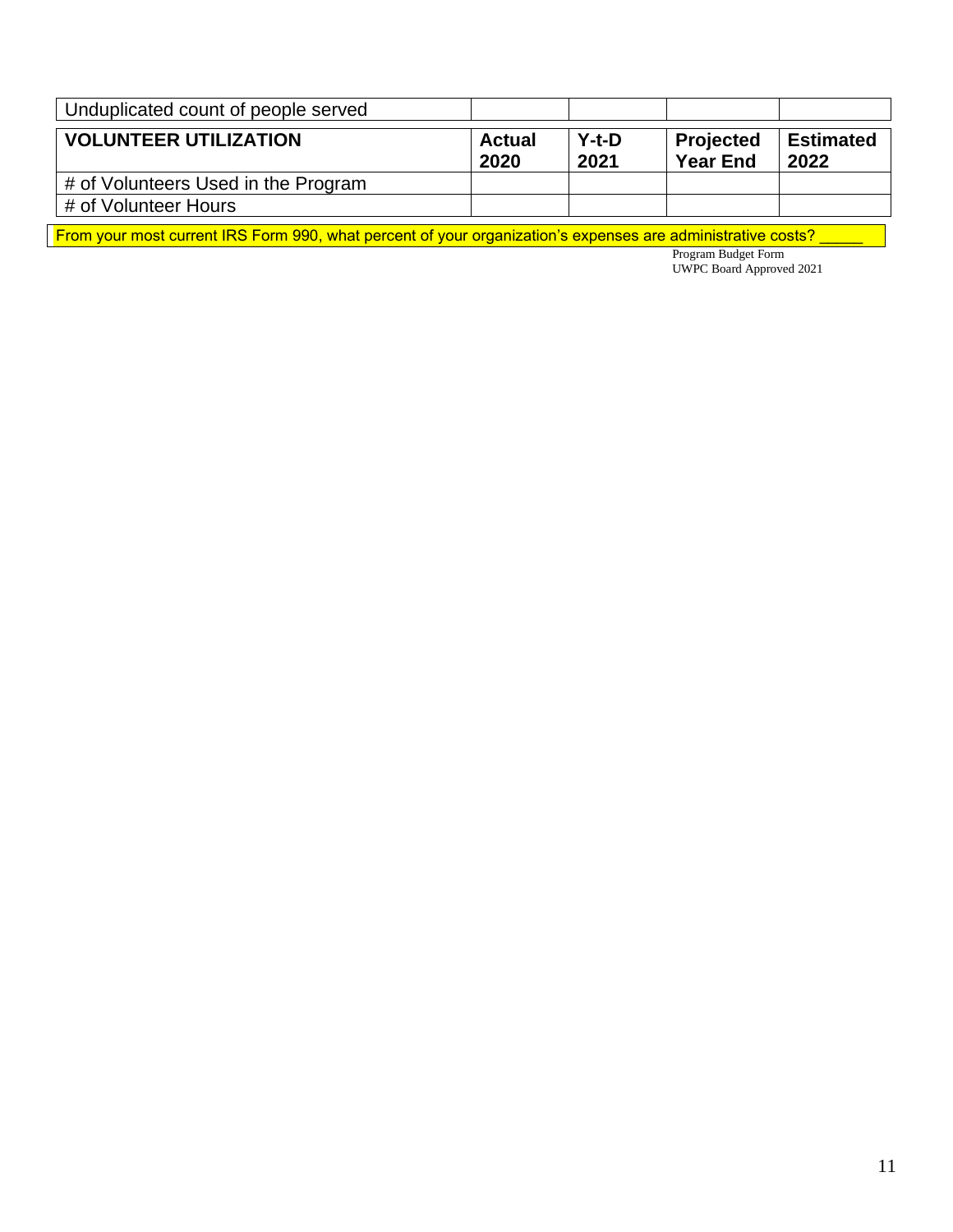| Unduplicated count of people served | | | | |
|---|---|---|---|---|
| **VOLUNTEER UTILIZATION** | **Actual 2020** | **Y-t-D 2021** | **Projected Year End** | **Estimated 2022** |
| # of Volunteers Used in the Program | | | | |
| # of Volunteer Hours | | | | |

From your most current IRS Form 990, what percent of your organization's expenses are administrative costs? _____

Program Budget Form
UWPC Board Approved 2021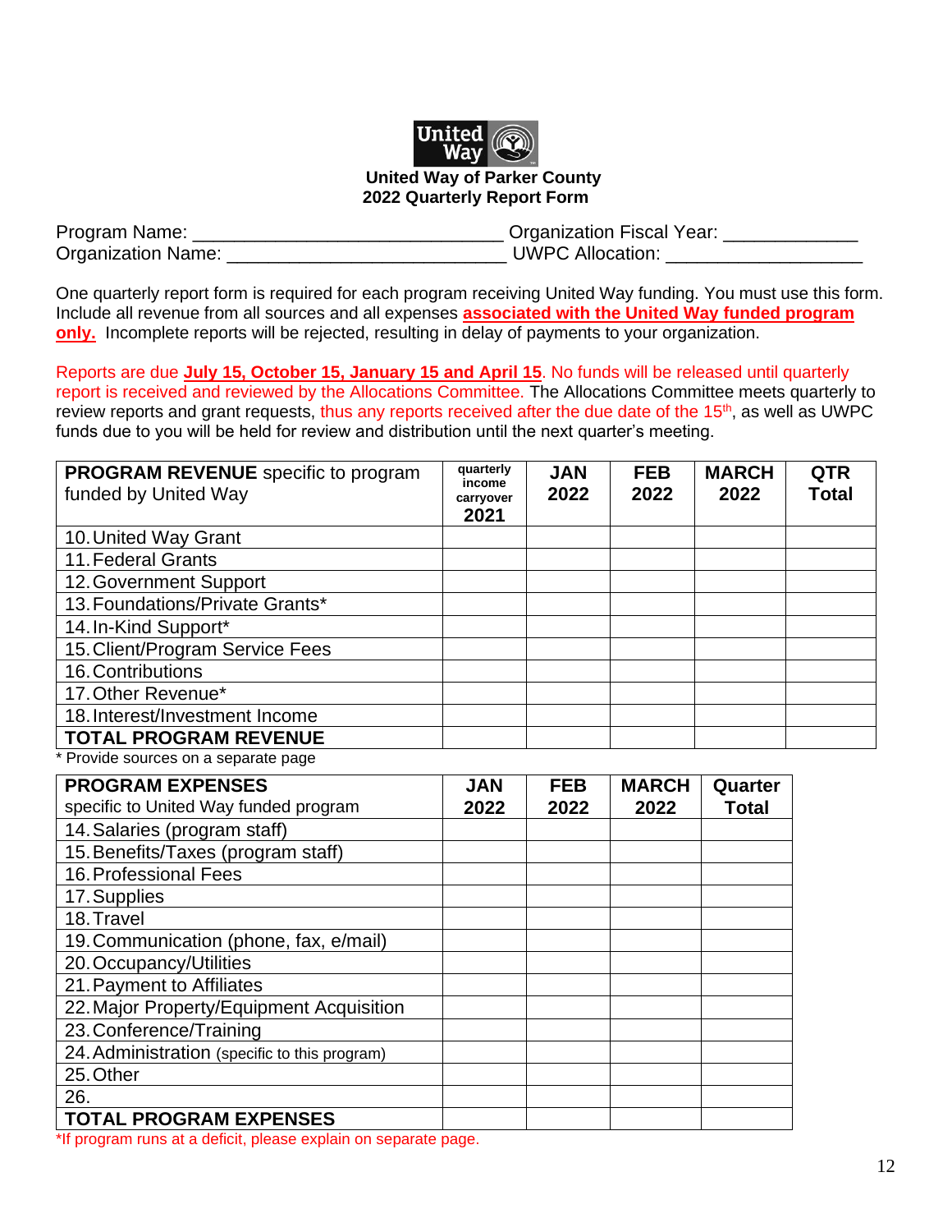**United Way of Parker County**
**2022 Quarterly Report Form**

Program Name: ______________________________ Organization Fiscal Year: _____________
Organization Name: ___________________________ UWPC Allocation: __________________

One quarterly report form is required for each program receiving United Way funding. You must use this form. Include all revenue from all sources and all expenses **associated with the United Way funded program only.** Incomplete reports will be rejected, resulting in delay of payments to your organization.

Reports are due **July 15, October 15, January 15 and April 15**. No funds will be released until quarterly report is received and reviewed by the Allocations Committee. The Allocations Committee meets quarterly to review reports and grant requests, thus any reports received after the due date of the 15th, as well as UWPC funds due to you will be held for review and distribution until the next quarter's meeting.

| **PROGRAM REVENUE** specific to program funded by United Way | quarterly income carryover 2021 | JAN 2022 | FEB 2022 | MARCH 2022 | QTR Total |
|---|---|---|---|---|---|
| 10. United Way Grant | | | | | |
| 11. Federal Grants | | | | | |
| 12. Government Support | | | | | |
| 13. Foundations/Private Grants* | | | | | |
| 14. In-Kind Support* | | | | | |
| 15. Client/Program Service Fees | | | | | |
| 16. Contributions | | | | | |
| 17. Other Revenue* | | | | | |
| 18. Interest/Investment Income | | | | | |
| **TOTAL PROGRAM REVENUE** | | | | | |

\* Provide sources on a separate page

| **PROGRAM EXPENSES** specific to United Way funded program | JAN 2022 | FEB 2022 | MARCH 2022 | Quarter Total |
|---|---|---|---|---|
| 14. Salaries (program staff) | | | | |
| 15. Benefits/Taxes (program staff) | | | | |
| 16. Professional Fees | | | | |
| 17. Supplies | | | | |
| 18. Travel | | | | |
| 19. Communication (phone, fax, e/mail) | | | | |
| 20. Occupancy/Utilities | | | | |
| 21. Payment to Affiliates | | | | |
| 22. Major Property/Equipment Acquisition | | | | |
| 23. Conference/Training | | | | |
| 24. Administration (specific to this program) | | | | |
| 25. Other | | | | |
| 26. | | | | |
| **TOTAL PROGRAM EXPENSES** | | | | |

*If program runs at a deficit, please explain on separate page.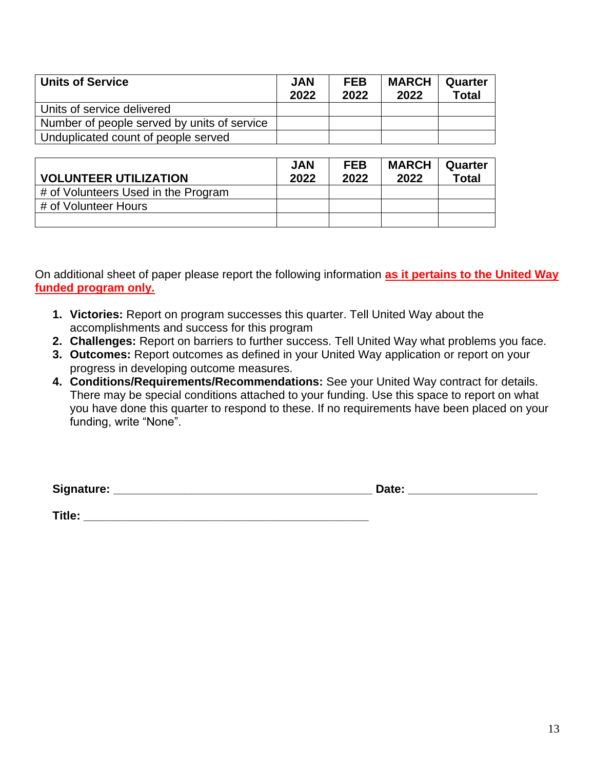| **Units of Service** | **JAN 2022** | **FEB 2022** | **MARCH 2022** | **Quarter Total** |
|---|---|---|---|---|
| Units of service delivered | | | | |
| Number of people served by units of service | | | | |
| Unduplicated count of people served | | | | |

| **VOLUNTEER UTILIZATION** | **JAN 2022** | **FEB 2022** | **MARCH 2022** | **Quarter Total** |
|---|---|---|---|---|
| # of Volunteers Used in the Program | | | | |
| # of Volunteer Hours | | | | |
| | | | | |

On additional sheet of paper please report the following information **as it pertains to the United Way funded program only.**

1. **Victories:** Report on program successes this quarter. Tell United Way about the accomplishments and success for this program
2. **Challenges:** Report on barriers to further success. Tell United Way what problems you face.
3. **Outcomes:** Report outcomes as defined in your United Way application or report on your progress in developing outcome measures.
4. **Conditions/Requirements/Recommendations:** See your United Way contract for details. There may be special conditions attached to your funding. Use this space to report on what you have done this quarter to respond to these. If no requirements have been placed on your funding, write "None".

**Signature:** ________________________________________ **Date:** ____________________

**Title:** ____________________________________________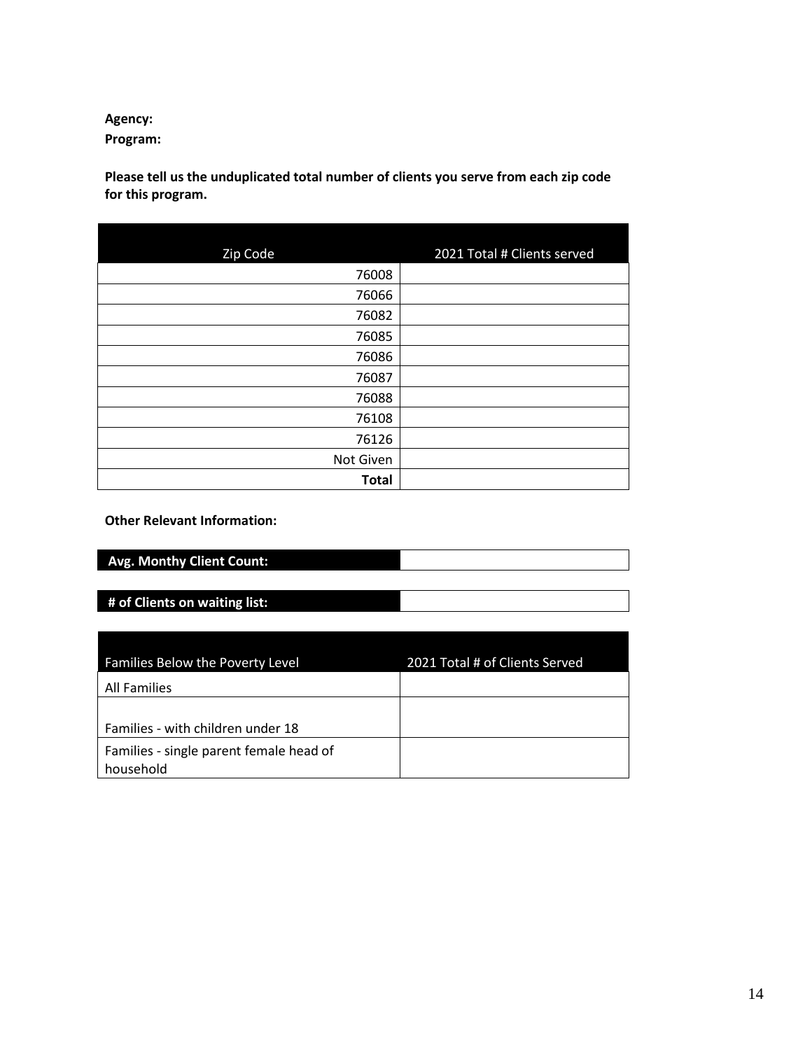**Agency:**

**Program:**

**Please tell us the unduplicated total number of clients you serve from each zip code for this program.**

| Zip Code | 2021 Total # Clients served |
|---|---|
| 76008 | |
| 76066 | |
| 76082 | |
| 76085 | |
| 76086 | |
| 76087 | |
| 76088 | |
| 76108 | |
| 76126 | |
| Not Given | |
| **Total** | |

**Other Relevant Information:**

| **Avg. Monthy Client Count:** | |
|---|---|

| **# of Clients on waiting list:** | |
|---|---|

| Families Below the Poverty Level | 2021 Total # of Clients Served |
|---|---|
| All Families | |
| Families - with children under 18 | |
| Families - single parent female head of household | |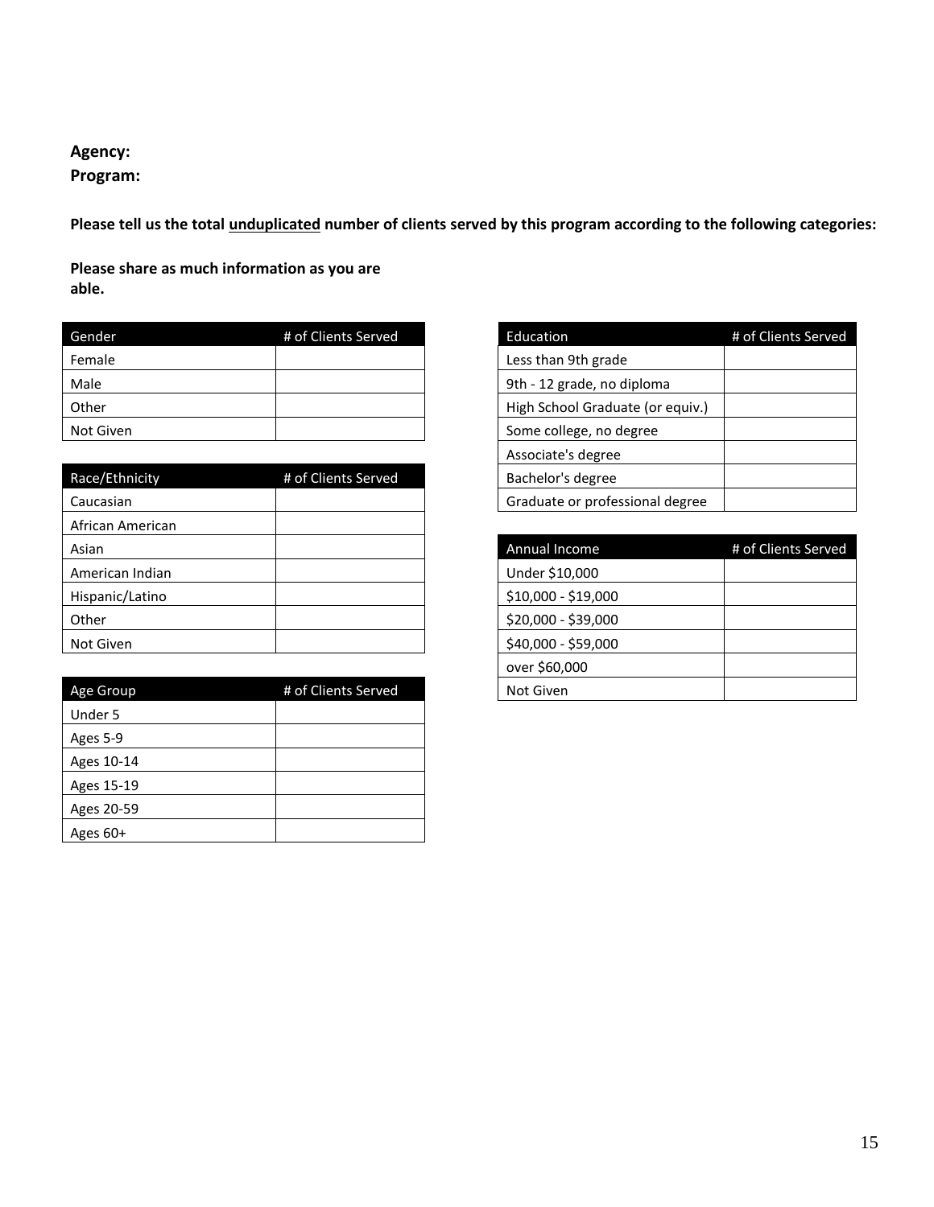**Agency:**
**Program:**

**Please tell us the total <u>unduplicated</u> number of clients served by this program according to the following categories:**

**Please share as much information as you are able.**

| Gender | # of Clients Served |
|---|---|
| Female | |
| Male | |
| Other | |
| Not Given | |

| Race/Ethnicity | # of Clients Served |
|---|---|
| Caucasian | |
| African American | |
| Asian | |
| American Indian | |
| Hispanic/Latino | |
| Other | |
| Not Given | |

| Age Group | # of Clients Served |
|---|---|
| Under 5 | |
| Ages 5-9 | |
| Ages 10-14 | |
| Ages 15-19 | |
| Ages 20-59 | |
| Ages 60+ | |

| Education | # of Clients Served |
|---|---|
| Less than 9th grade | |
| 9th - 12 grade, no diploma | |
| High School Graduate (or equiv.) | |
| Some college, no degree | |
| Associate's degree | |
| Bachelor's degree | |
| Graduate or professional degree | |

| Annual Income | # of Clients Served |
|---|---|
| Under $10,000 | |
| $10,000 - $19,000 | |
| $20,000 - $39,000 | |
| $40,000 - $59,000 | |
| over $60,000 | |
| Not Given | |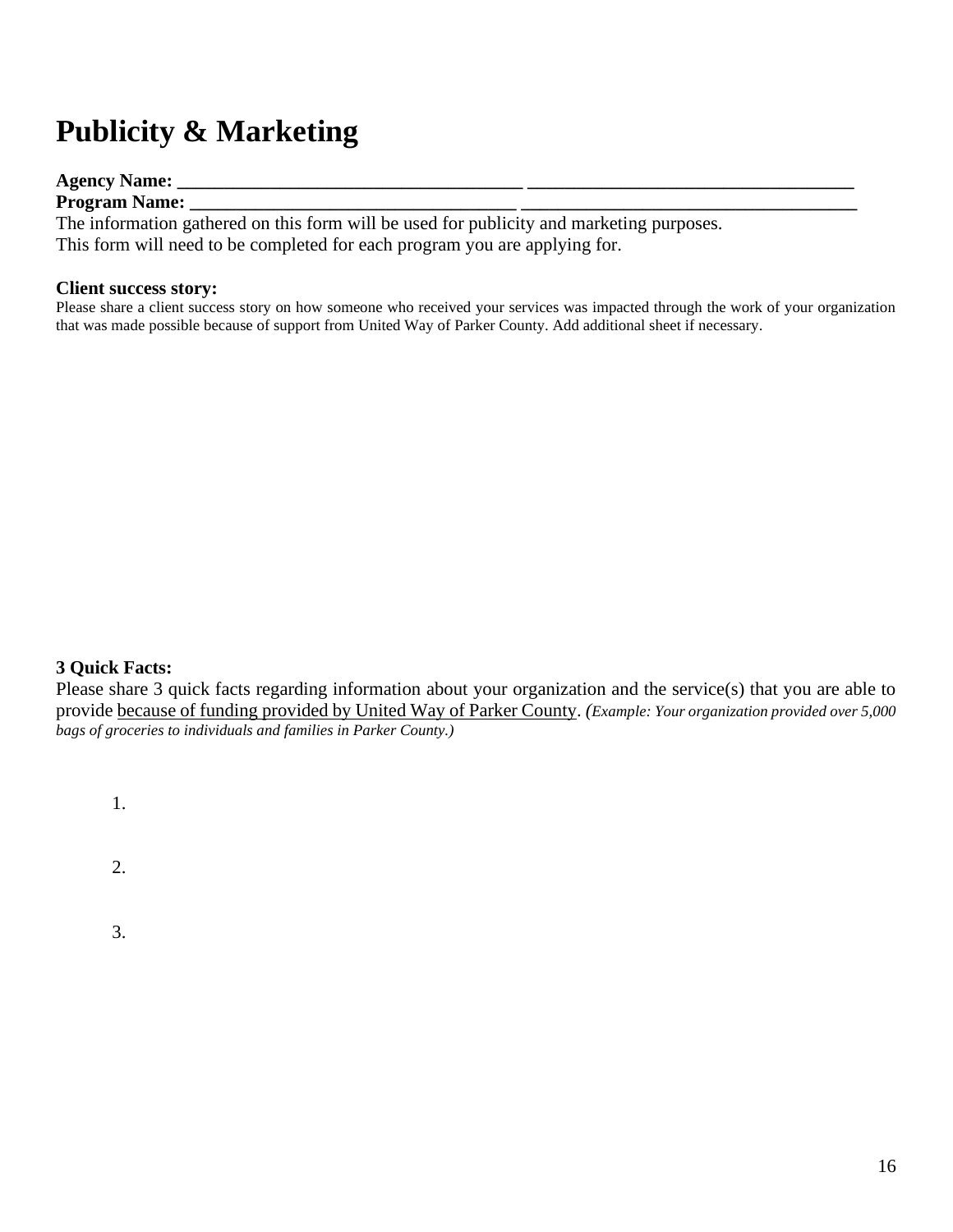# Publicity & Marketing

**Agency Name: \_\_\_\_\_\_\_\_\_\_\_\_\_\_\_\_\_\_\_\_\_\_\_\_\_\_\_\_\_\_\_\_\_\_\_\_\_\_\_\_\_\_\_\_\_\_\_\_\_\_\_\_\_\_\_\_\_\_\_\_\_\_\_\_\_\_\_\_\_\_**
**Program Name: \_\_\_\_\_\_\_\_\_\_\_\_\_\_\_\_\_\_\_\_\_\_\_\_\_\_\_\_\_\_\_\_\_\_\_\_\_\_\_\_\_\_\_\_\_\_\_\_\_\_\_\_\_\_\_\_\_\_\_\_\_\_\_\_\_\_\_\_\_\_**

The information gathered on this form will be used for publicity and marketing purposes.
This form will need to be completed for each program you are applying for.

**Client success story:**

Please share a client success story on how someone who received your services was impacted through the work of your organization that was made possible because of support from United Way of Parker County. Add additional sheet if necessary.

**3 Quick Facts:**

Please share 3 quick facts regarding information about your organization and the service(s) that you are able to provide <u>because of funding provided by United Way of Parker County</u>. *(Example: Your organization provided over 5,000 bags of groceries to individuals and families in Parker County.)*

1.

2.

3.